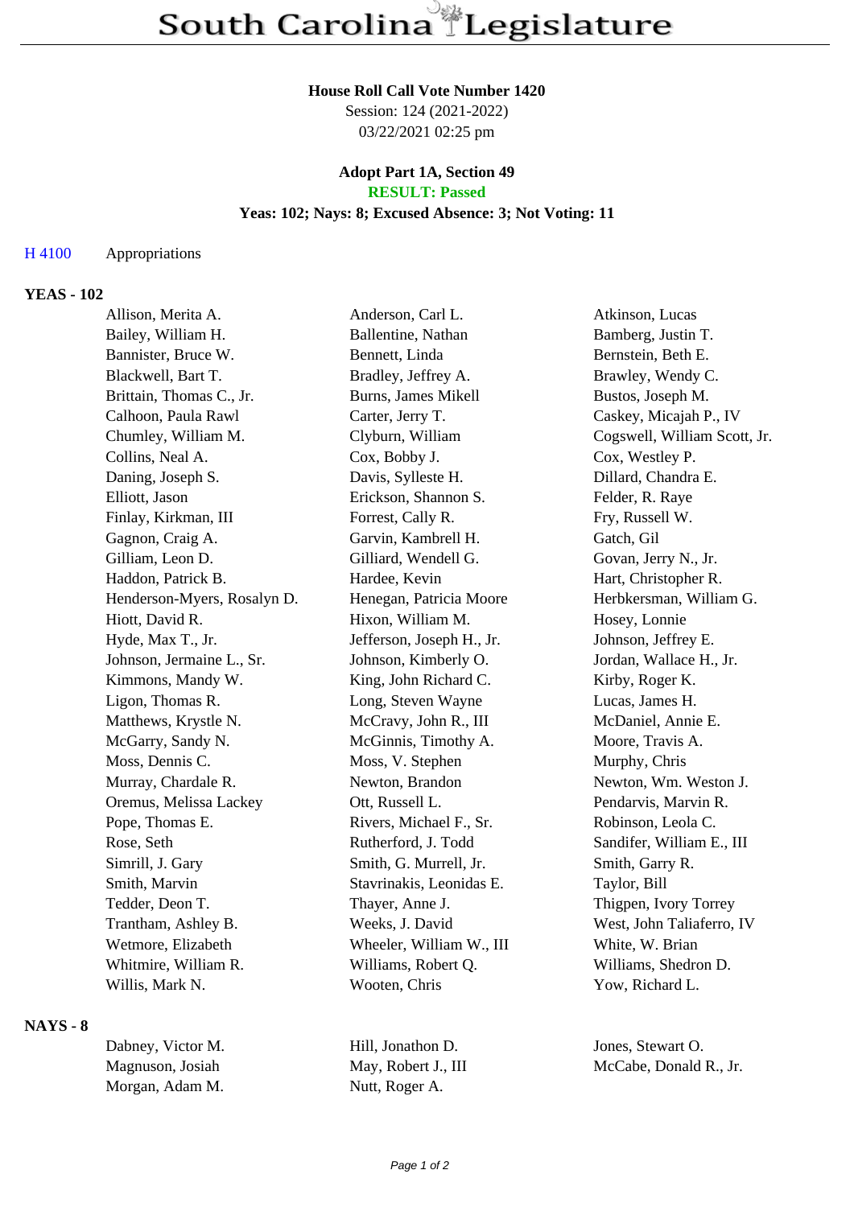# South Carolina Legislature

**House Roll Call Vote Number 1420**

Session: 124 (2021-2022)

03/22/2021 02:25 pm

**Adopt Part 1A, Section 49**

**RESULT: Passed**

**Yeas: 102; Nays: 8; Excused Absence: 3; Not Voting: 11**

H 4100 Appropriations

### YEAS - 102

| | | |
|---|---|---|
| Allison, Merita A. | Anderson, Carl L. | Atkinson, Lucas |
| Bailey, William H. | Ballentine, Nathan | Bamberg, Justin T. |
| Bannister, Bruce W. | Bennett, Linda | Bernstein, Beth E. |
| Blackwell, Bart T. | Bradley, Jeffrey A. | Brawley, Wendy C. |
| Brittain, Thomas C., Jr. | Burns, James Mikell | Bustos, Joseph M. |
| Calhoon, Paula Rawl | Carter, Jerry T. | Caskey, Micajah P., IV |
| Chumley, William M. | Clyburn, William | Cogswell, William Scott, Jr. |
| Collins, Neal A. | Cox, Bobby J. | Cox, Westley P. |
| Daning, Joseph S. | Davis, Sylleste H. | Dillard, Chandra E. |
| Elliott, Jason | Erickson, Shannon S. | Felder, R. Raye |
| Finlay, Kirkman, III | Forrest, Cally R. | Fry, Russell W. |
| Gagnon, Craig A. | Garvin, Kambrell H. | Gatch, Gil |
| Gilliam, Leon D. | Gilliard, Wendell G. | Govan, Jerry N., Jr. |
| Haddon, Patrick B. | Hardee, Kevin | Hart, Christopher R. |
| Henderson-Myers, Rosalyn D. | Henegan, Patricia Moore | Herbkersman, William G. |
| Hiott, David R. | Hixon, William M. | Hosey, Lonnie |
| Hyde, Max T., Jr. | Jefferson, Joseph H., Jr. | Johnson, Jeffrey E. |
| Johnson, Jermaine L., Sr. | Johnson, Kimberly O. | Jordan, Wallace H., Jr. |
| Kimmons, Mandy W. | King, John Richard C. | Kirby, Roger K. |
| Ligon, Thomas R. | Long, Steven Wayne | Lucas, James H. |
| Matthews, Krystle N. | McCravy, John R., III | McDaniel, Annie E. |
| McGarry, Sandy N. | McGinnis, Timothy A. | Moore, Travis A. |
| Moss, Dennis C. | Moss, V. Stephen | Murphy, Chris |
| Murray, Chardale R. | Newton, Brandon | Newton, Wm. Weston J. |
| Oremus, Melissa Lackey | Ott, Russell L. | Pendarvis, Marvin R. |
| Pope, Thomas E. | Rivers, Michael F., Sr. | Robinson, Leola C. |
| Rose, Seth | Rutherford, J. Todd | Sandifer, William E., III |
| Simrill, J. Gary | Smith, G. Murrell, Jr. | Smith, Garry R. |
| Smith, Marvin | Stavrinakis, Leonidas E. | Taylor, Bill |
| Tedder, Deon T. | Thayer, Anne J. | Thigpen, Ivory Torrey |
| Trantham, Ashley B. | Weeks, J. David | West, John Taliaferro, IV |
| Wetmore, Elizabeth | Wheeler, William W., III | White, W. Brian |
| Whitmire, William R. | Williams, Robert Q. | Williams, Shedron D. |
| Willis, Mark N. | Wooten, Chris | Yow, Richard L. |

### NAYS - 8

| | | |
|---|---|---|
| Dabney, Victor M. | Hill, Jonathon D. | Jones, Stewart O. |
| Magnuson, Josiah | May, Robert J., III | McCabe, Donald R., Jr. |
| Morgan, Adam M. | Nutt, Roger A. | |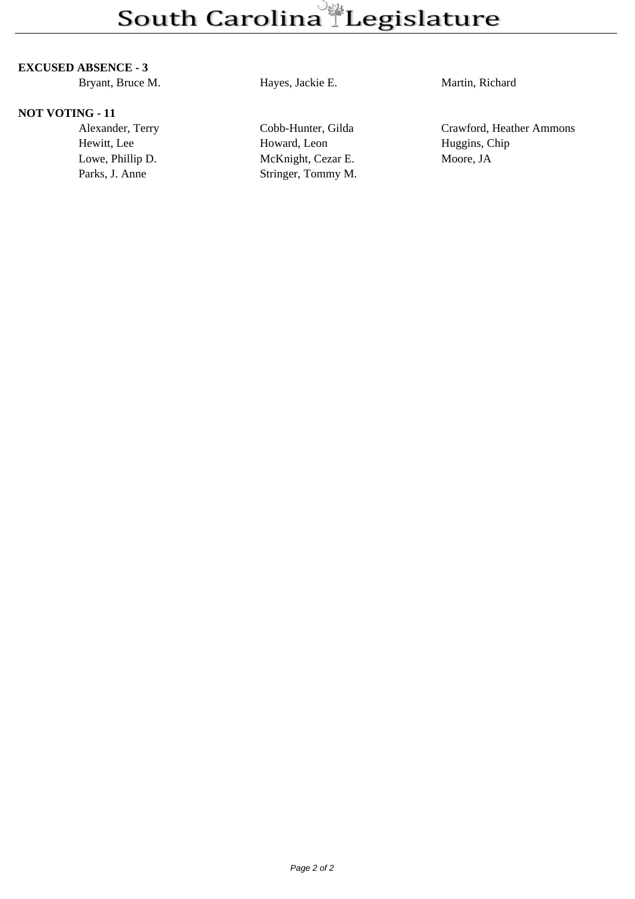**EXCUSED ABSENCE - 3**

| | | |
|---|---|---|
| Bryant, Bruce M. | Hayes, Jackie E. | Martin, Richard |

**NOT VOTING - 11**

| | | |
|---|---|---|
| Alexander, Terry | Cobb-Hunter, Gilda | Crawford, Heather Ammons |
| Hewitt, Lee | Howard, Leon | Huggins, Chip |
| Lowe, Phillip D. | McKnight, Cezar E. | Moore, JA |
| Parks, J. Anne | Stringer, Tommy M. | |